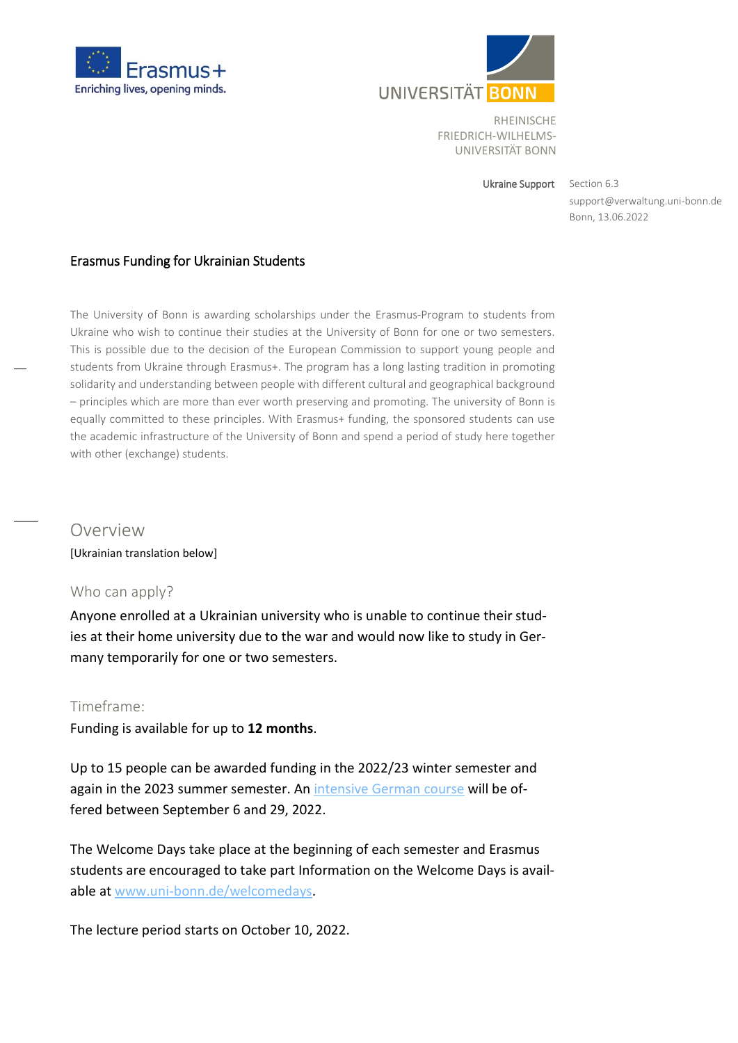RHEINISCHE
FRIEDRICH-WILHELMS-
UNIVERSITÄT BONN

Ukraine Support Section 6.3
support@verwaltung.uni-bonn.de
Bonn, 13.06.2022

# Erasmus Funding for Ukrainian Students

The University of Bonn is awarding scholarships under the Erasmus-Program to students from Ukraine who wish to continue their studies at the University of Bonn for one or two semesters. This is possible due to the decision of the European Commission to support young people and students from Ukraine through Erasmus+. The program has a long lasting tradition in promoting solidarity and understanding between people with different cultural and geographical background – principles which are more than ever worth preserving and promoting. The university of Bonn is equally committed to these principles. With Erasmus+ funding, the sponsored students can use the academic infrastructure of the University of Bonn and spend a period of study here together with other (exchange) students.

## Overview

[Ukrainian translation below]

### Who can apply?

Anyone enrolled at a Ukrainian university who is unable to continue their studies at their home university due to the war and would now like to study in Germany temporarily for one or two semesters.

### Timeframe:

Funding is available for up to **12 months**.

Up to 15 people can be awarded funding in the 2022/23 winter semester and again in the 2023 summer semester. An intensive German course will be offered between September 6 and 29, 2022.

The Welcome Days take place at the beginning of each semester and Erasmus students are encouraged to take part Information on the Welcome Days is available at www.uni-bonn.de/welcomedays.

The lecture period starts on October 10, 2022.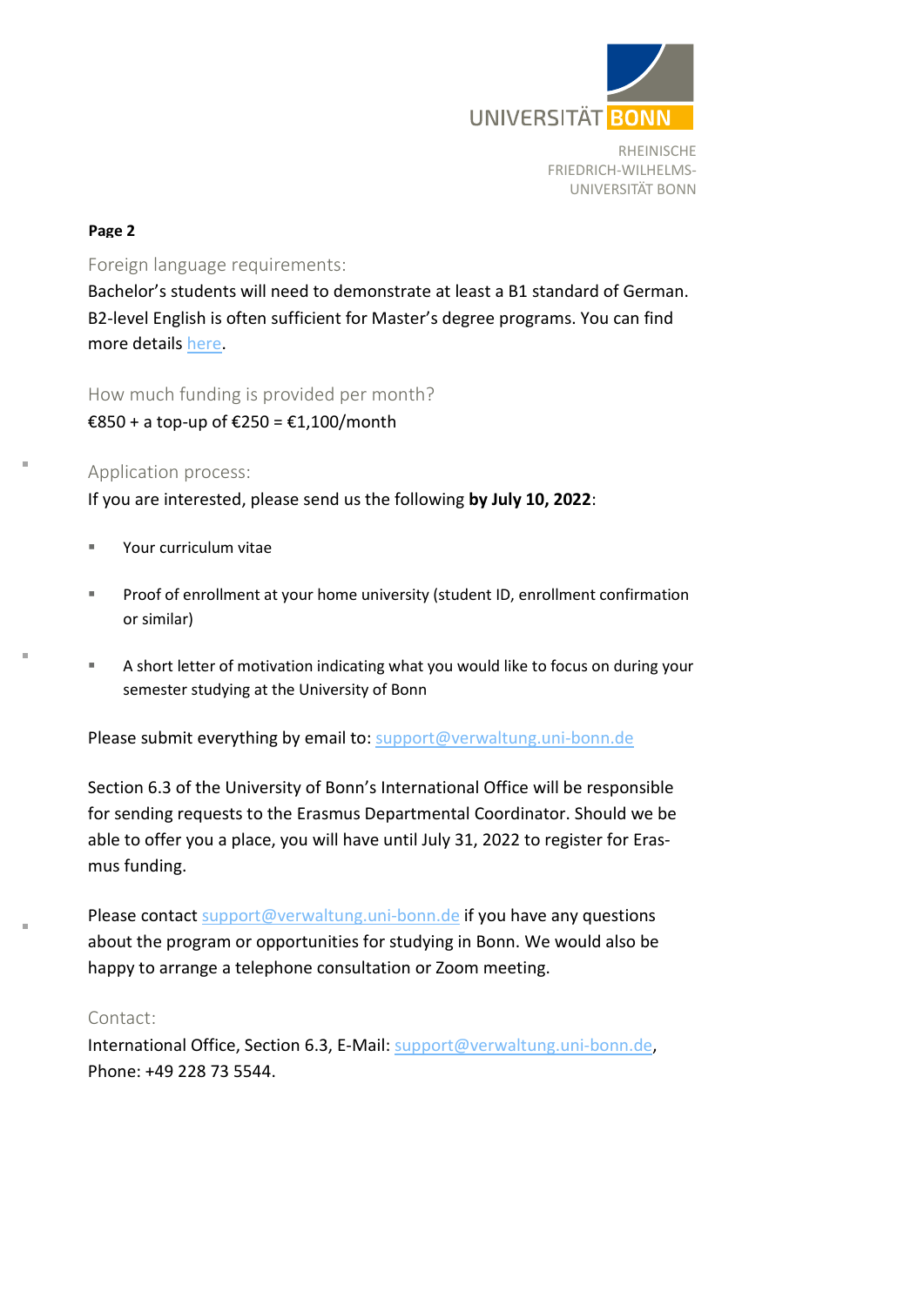Foreign language requirements:

Bachelor's students will need to demonstrate at least a B1 standard of German. B2-level English is often sufficient for Master's degree programs. You can find more details here.

How much funding is provided per month?

€850 + a top-up of €250 = €1,100/month

Application process:

If you are interested, please send us the following **by July 10, 2022**:

- Your curriculum vitae
- Proof of enrollment at your home university (student ID, enrollment confirmation or similar)
- A short letter of motivation indicating what you would like to focus on during your semester studying at the University of Bonn

Please submit everything by email to: support@verwaltung.uni-bonn.de

Section 6.3 of the University of Bonn's International Office will be responsible for sending requests to the Erasmus Departmental Coordinator. Should we be able to offer you a place, you will have until July 31, 2022 to register for Erasmus funding.

Please contact support@verwaltung.uni-bonn.de if you have any questions about the program or opportunities for studying in Bonn. We would also be happy to arrange a telephone consultation or Zoom meeting.

Contact:

International Office, Section 6.3, E-Mail: support@verwaltung.uni-bonn.de, Phone: +49 228 73 5544.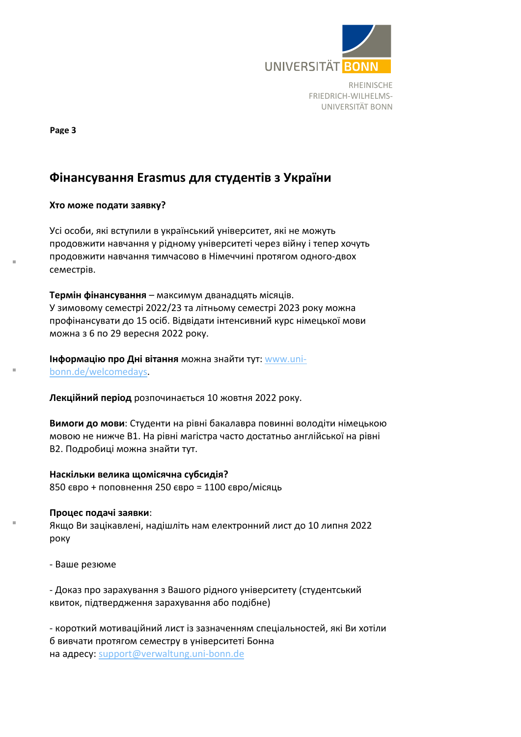## Фінансування Erasmus для студентів з України

**Хто може подати заявку?**

Усі особи, які вступили в український університет, які не можуть продовжити навчання у рідному університеті через війну і тепер хочуть продовжити навчання тимчасово в Німеччині протягом одного-двох семестрів.

**Термін фінансування** – максимум дванадцять місяців.
У зимовому семестрі 2022/23 та літньому семестрі 2023 року можна профінансувати до 15 осіб. Відвідати інтенсивний курс німецької мови можна з 6 по 29 вересня 2022 року.

**Інформацію про Дні вітання** можна знайти тут: [www.uni-bonn.de/welcomedays](www.uni-bonn.de/welcomedays).

**Лекційний період** розпочинається 10 жовтня 2022 року.

**Вимоги до мови**: Студенти на рівні бакалавра повинні володіти німецькою мовою не нижче B1. На рівні магістра часто достатньо англійської на рівні B2. Подробиці можна знайти тут.

**Наскільки велика щомісячна субсидія?**
850 євро + поповнення 250 євро = 1100 євро/місяць

**Процес подачі заявки**:
Якщо Ви зацікавлені, надішліть нам електронний лист до 10 липня 2022 року

- Ваше резюме

- Доказ про зарахування з Вашого рідного університету (студентський квиток, підтвердження зарахування або подібне)

- короткий мотиваційний лист із зазначенням спеціальностей, які Ви хотіли б вивчати протягом семестру в університеті Бонна

на адресу: [support@verwaltung.uni-bonn.de](mailto:support@verwaltung.uni-bonn.de)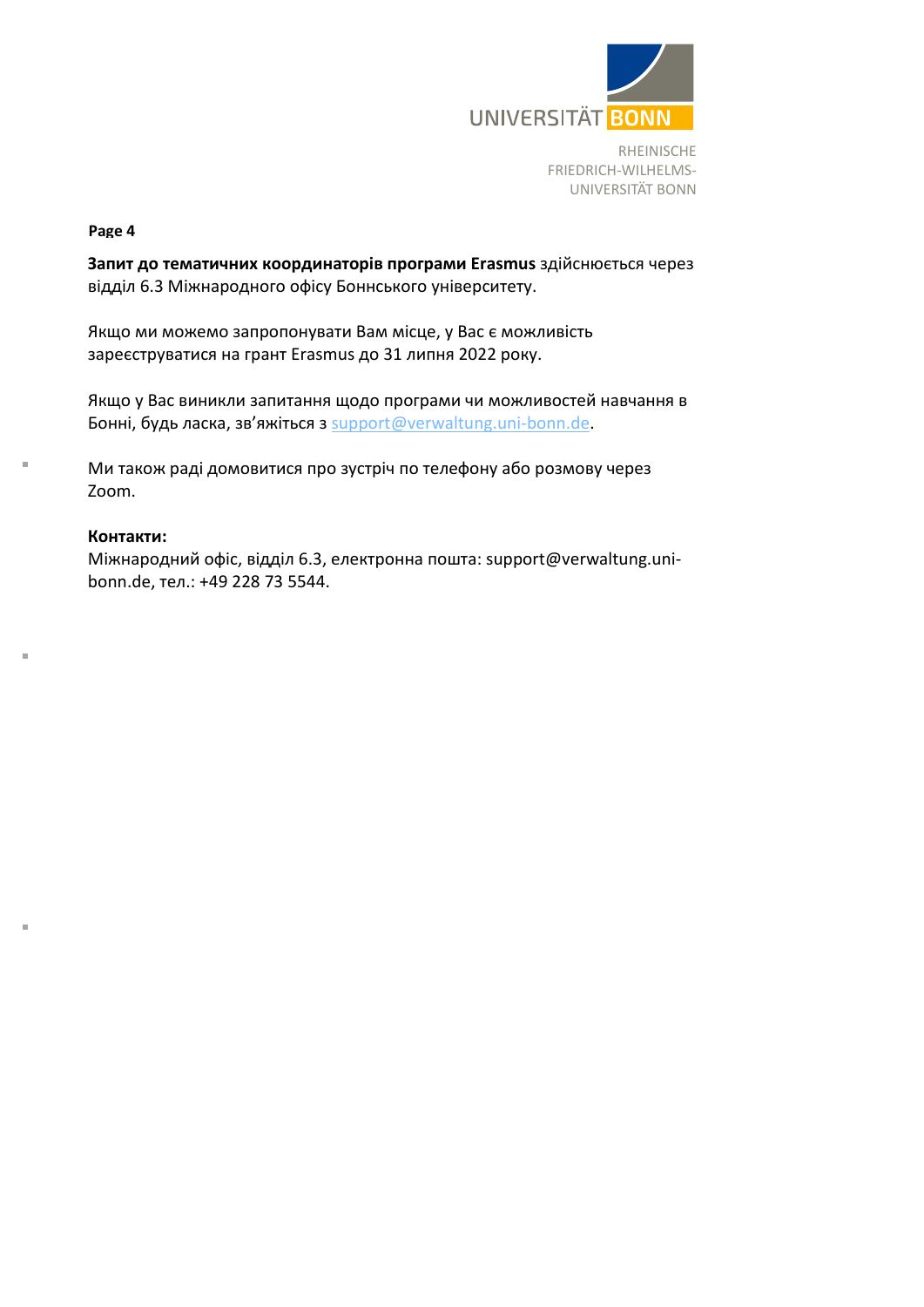**Page 4**

**Запит до тематичних координаторів програми Erasmus** здійснюється через відділ 6.3 Міжнародного офісу Боннського університету.

Якщо ми можемо запропонувати Вам місце, у Вас є можливість зареєструватися на грант Erasmus до 31 липня 2022 року.

Якщо у Вас виникли запитання щодо програми чи можливостей навчання в Бонні, будь ласка, зв’яжіться з support@verwaltung.uni-bonn.de.

Ми також раді домовитися про зустріч по телефону або розмову через Zoom.

**Контакти:**
Міжнародний офіс, відділ 6.3, електронна пошта: support@verwaltung.uni-bonn.de, тел.: +49 228 73 5544.